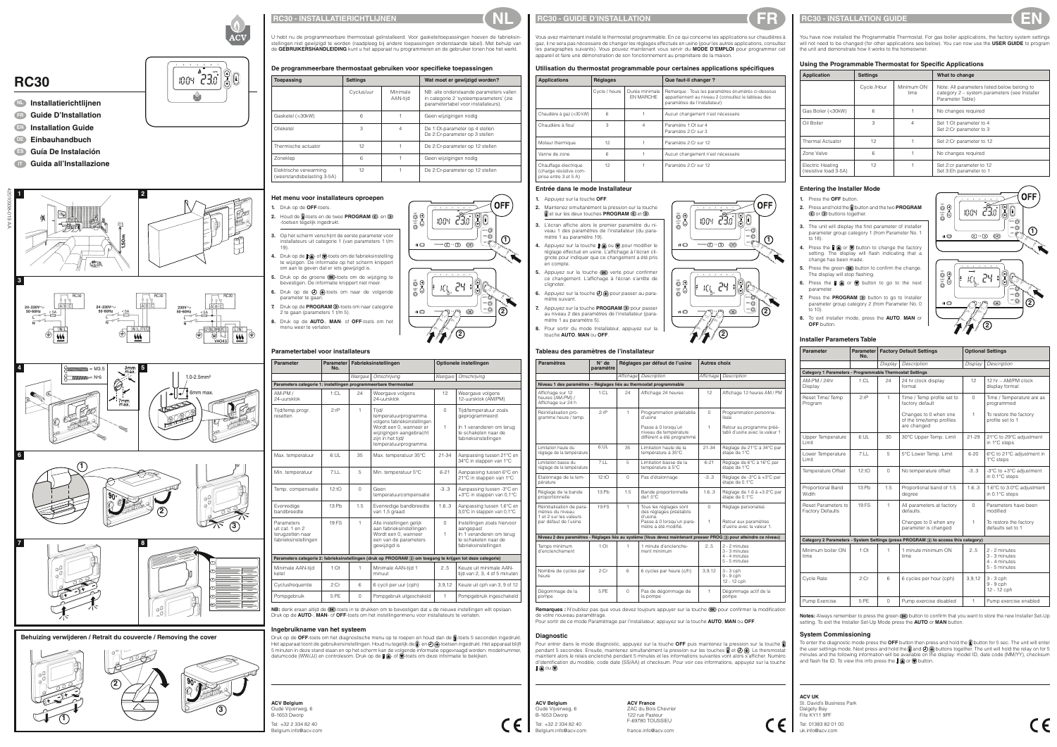# RC30

- NL Installatierichtlijnen
- FR Guide D'Installation
- EN Installation Guide
- DE Einbauhandbuch
- ES Guía De Instalación
- IT Guida all'Installazione

4201086B-019-AA

**Behuizing verwijderen / Retrait du couvercle / Removing the cover**

## RC30 - INSTALLATIERICHTLIJNEN (NL)

U hebt nu de programmeerbare thermostaat geïnstalleerd. Voor gasketeltoepassingen hoeven de fabrieksinstellingen niet gewijzigd te worden (raadpleeg bij andere toepassingen onderstaande tabel). Met behulp van de **GEBRUIKERSHANDLEIDING** kunt u het apparaat nu programmeren en de gebruiker tonen hoe het werkt.

### De programmeerbare thermostaat gebruiken voor specifieke toepassingen

| Toepassing | Settings | | Wat moet er gewijzigd worden? |
|---|---|---|---|
| | Cyclus/uur | Minimale AAN-tijd | NB: alle onderstaande parameters vallen in categorie 2 'systeemparameters' (zie parametertabel voor installateurs). |
| Gasketel (<30kW) | 6 | 1 | Geen wijzigingen nodig |
| Olieketel | 3 | 4 | De 1:Ot-parameter op 4 stellen<br>De 2:Cr-parameter op 3 stellen |
| Thermische actuator | 12 | 1 | De 2:Cr-parameter op 12 stellen |
| Zoneklep | 6 | 1 | Geen wijzigingen nodig |
| Elektrische verwarming (weerstandsbelasting 3-5A) | 12 | 1 | De 2:Cr-parameter op 12 stellen |

### Het menu voor installateurs oproepen

1. Druk op de **OFF**-toets.
2. Houd de ⓘ-toets en de twee **PROGRAM** ⓒ en ⓓ -toetsen tegelijk ingedrukt.
3. Op het scherm verschijnt de eerste parameter voor installateurs uit categorie 1 (van parameters 1 t/m 19).
4. Druk op de ▲ of ▼-toets om de fabrieksinstelling te wijzigen. De informatie op het scherm knippert om aan te geven dat er iets gewijzigd is.
5. Druk op de groene OK-toets om de wijziging te bevestigen. De informatie knippert niet meer.
6. Druk op de ⊖ ⊕-toets om naar de volgende parameter te gaan.
7. Druk op de **PROGRAM** ⓓ-toets om naar categorie 2 te gaan (parameters 1 t/m 5).
8. Druk op de **AUTO**-, **MAN**- of **OFF**-toets om het menu weer te verlaten.

### Parametertabel voor installateurs

| Parameter | Parameter No. | Fabrieksinstellingen | | Optionele instellingen | |
|---|---|---|---|---|---|
| | | Weergave | Omschrijving | Weergave | Omschrijving |
| **Parameters categorie 1: instellingen programmeerbare thermostaat** | | | | | |
| AM-PM / 24-uursklok | 1:CL | 24 | Weergave volgens 24-uursklok | 12 | Weergave volgens 12-uursklok (AM/PM) |
| Tijd/temp.progr. resetten | 2:rP | 1 | Tijd/temperatuurprogramma volgens fabrieksinstellingen Wordt een 0, wanneer er wijzigingen aangebracht zijn in het tijd/temperatuurprogramma | 0<br>1 | Tijd/temperatuur zoals geprogrammeerd<br>In 1 veranderen om terug te schakelen naar de fabrieksinstellingen |
| Max. temperatuur | 6:UL | 35 | Max. temperatuur 35°C | 21-34 | Aanpassing tussen 21°C en 34°C in stappen van 1°C |
| Min. temperatuur | 7:LL | 5 | Min. temperatuur 5°C | 6-21 | Aanpassing tussen 6°C en 21°C in stappen van 1°C |
| Temp. compensatie | 12:tO | 0 | Geen temperatuurcompensatie | -3..3 | Aanpassing tussen -3°C en +3°C in stappen van 0,1°C |
| Evenredige bandbreedte | 13:Pb | 1.5 | Evenredige bandbreedte van 1,5 graad | 1.6..3 | Aanpassing tussen 1,6°C en 3,0°C in stappen van 0,1°C |
| Parameters uit cat. 1 en 2 terugzetten naar fabrieksinstellingen | 19:FS | 1 | Alle instellingen gelijk aan fabrieksinstellingen Wordt een 0, wanneer een van de parameters gewijzigd is | 0<br>1 | Instellingen zoals hiervoor aangepast<br>In 1 veranderen om terug te schakelen naar de fabrieksinstellingen |
| **Parameters categorie 2: fabrieksinstellingen (druk op PROGRAM ⓓ om toegang te krijgen tot deze categorie)** | | | | | |
| Minimale AAN-tijd ketel | 1:Ot | 1 | Minimale AAN-tijd 1 minuut | 2..5 | Keuze uit minimale AAN-tijd van 2, 3, 4 of 5 minuten |
| Cyclusfrequentie | 2:Cr | 6 | 6 cycli per uur (cph) | 3,9,12 | Keuze uit cph van 3, 9 of 12 |
| Pompgebruik | 5:PE | 0 | Pompgebruik uitgeschakeld | 1 | Pompgebruik ingeschakeld |

**NB:** denk eraan altijd de OK-toets in te drukken om te bevestigen dat u de nieuwe instellingen wilt opslaan. Druk op de **AUTO**-, **MAN**- of **OFF**-toets om het instellingenmenu voor installateurs te verlaten.

### Ingebruikname van het systeem

Druk op de **OFF**-toets om het diagnostische menu op te roepen en houd dan de ⓘ-toets 5 seconden ingedrukt. Het apparaat toont de gebruikersinstellingen. Houd nu tegelijk de ⓘ- en ⊖ ⊕-toetsen ingedrukt. Het apparaat blijft 5 minuten in deze stand staan en op het scherm kan de volgende informatie opgevraagd worden: modelnummer, datumcode (WW/JJ) en controlesom. Druk op de ▲ of ▼-toets om deze informatie te bekijken.

**ACV Belgium**
Oude Vijverweg, 6
B-1653 Dworp
Tel: +32 2 334 82 40
Belgium.info@acv.com

## RC30 - GUIDE D'INSTALLATION (FR)

Vous avez maintenant installé le thermostat programmable. En ce qui concerne les applications sur chaudières à gaz, il ne sera pas nécessaire de changer les réglages effectués en usine (pour les autres applications, consultez les paragraphes suivants). Vous pouvez maintenant vous servir du **MODE D'EMPLOI** pour programmer cet appareil et faire une démonstration de son fonctionnement au propriétaire de la maison.

### Utilisation du thermostat programmable pour certaines applications spécifiques

| Applications | Réglages | | Que faut-il changer ? |
|---|---|---|---|
| | Cycle / heure | Durée minimale EN MARCHE | Remarque : Tous les paramètres énumérés ci-dessous appartiennent au niveau 2 (consultez le tableau des paramètres de l'installateur) |
| Chaudière à gaz (<30 kW) | 6 | 1 | Aucun changement n'est nécessaire |
| Chaudière à fioul | 3 | 4 | Paramètre 1:Ot sur 4<br>Paramètre 2:Cr sur 3 |
| Moteur thermique | 12 | 1 | Paramètre 2:Cr sur 12 |
| Vanne de zone | 6 | 1 | Aucun changement n'est nécessaire |
| Chauffage électrique (charge résistive comprise entre 3 et 5 A) | 12 | 1 | Paramètre 2:Cr sur 12 |

### Entrée dans le mode Installateur

1. Appuyez sur la touche **OFF**.
2. Maintenez simultanément la pression sur la touche ⓘ et sur les deux touches **PROGRAM** ⓒ et ⓓ.
3. L'écran affiche alors le premier paramètre du niveau 1 des paramètres de l'installateur (du paramètre 1 au paramètre 19).
4. Appuyez sur la touche ▲ ou ▼ pour modifier le réglage effectué en usine. L'affichage à l'écran clignote pour indiquer que ce changement a été pris en compte.
5. Appuyez sur la touche OK verte pour confirmer ce changement. L'affichage à l'écran s'arrête de clignoter.
6. Appuyez sur la touche ⊖ ⊕ pour passer au paramètre suivant.
7. Appuyez sur la touche **PROGRAM** ⓓ pour passer au niveau 2 des paramètres de l'installateur (paramètre 1 au paramètre 5).
8. Pour sortir du mode Installateur, appuyez sur la touche **AUTO**, **MAN** ou **OFF**.

### Tableau des paramètres de l'installateur

| Paramètres | N° de paramètre | Réglages par défaut de l'usine | | Autres choix | |
|---|---|---|---|---|---|
| | | Affichage | Description | Affichage | Description |
| **Niveau 1 des paramètres – Réglages liés au thermostat programmable** | | | | | |
| Affichage sur 12 heures (AM/PM) / Affichage sur 24 h | 1:CL | 24 | Affichage 24 heures | 12 | Affichage 12 heures AM / PM |
| Réinitialisation programme heure / temp. | 2:rP | 1 | Programmation préétablie d'usine<br>Passe à 0 lorsqu'un niveau de température différent a été programmé | 0<br>1 | Programmation personnalisée<br>Retour au programme préétabli d'usine avec la valeur 1 |
| Limitation haute du réglage de la température | 6:UL | 35 | Limitation haute de la température à 35°C | 21-34 | Réglage de 21°C à 34°C par étape de 1°C |
| Limitation basse du réglage de la température | 7:LL | 5 | Limitation basse de la température à 5°C | 6-21 | Réglage de 6°C à 16°C par étape de 1°C |
| Etalonnage de la température | 12:tO | 0 | Pas d'étalonnage | -3..3 | Réglage de -3°C à +3°C par étape de 0.1°C |
| Réglage de la bande proportionnelle | 13:Pb | 1.5 | Bande proportionnelle de 1.5°C | 1.6..3 | Réglage de 1.6 à +3.0°C par étape de 0.1°C |
| Réinitialisation de paramètres du niveau 1 et 2 sur les valeurs par défaut de l'usine | 19:FS | 1 | Tous les réglages sont des réglages préétablis d'usine.<br>Passe à 0 lorsqu'un paramètre a été modifié. | 0<br>1 | Réglage personnalisé.<br>Retour aux paramètres d'usine avec la valeur 1. |
| **Niveau 2 des paramètres - Réglages liés au système (Vous devez maintenant presser PROG ⓓ pour atteindre ce niveau)** | | | | | |
| Temps minimum d'enclenchement | 1:Ot | 1 | 1 minute d'enclenchement minimum | 2..5 | 2 - 2 minutes<br>3 - 3 minutes<br>4 - 4 minutes<br>5 - 5 minutes |
| Nombre de cycles par heure | 2:Cr | 6 | 6 cycles par heure (c/h) | 3,9,12 | 3 - 3 cph<br>9 - 9 cph<br>12 - 12 cph |
| Dégommage de la pompe | 5:PE | 0 | Pas de dégommage de la pompe | 1 | Dégommage actif de la pompe |

**Remarques :** N'oubliez pas que vous devez toujours appuyer sur la touche OK pour confirmer la modification de votre nouveau paramétrage.
Pour sortir de ce mode Paramétrage par l'installateur, appuyez sur la touche **AUTO**, **MAN** ou **OFF**.

### Diagnostic

Pour entrer dans le mode diagnostic, appuyez sur la touche **OFF** puis maintenez la pression sur la touche ⓘ pendant 5 secondes. Ensuite, maintenez simultanément la pression sur les touches ⓘ et ⊖ ⊕. Le thermostat maintient alors le relais enclenché pendant 5 minutes et les informations suivantes vont alors s'afficher. Numéro d'identification du modèle, code date (SS/AA) et checksum. Pour voir ces informations, appuyez sur la touche ▲ ou ▼.

**ACV Belgium**
Oude Vijverweg, 6
B-1653 Dworp
Tel: +32 2 334 82 40
Belgium.info@acv.com

**ACV France**
ZAC du Bois Chevrier
122 rue Pasteur
F-69780 TOUSSIEU
france.info@acv.com

## RC30 - INSTALLATION GUIDE (EN)

You have now installed the Programmable Thermostat. For gas boiler applications, the factory system settings will not need to be changed (for other applications see below). You can now use the **USER GUIDE** to program the unit and demonstrate how it works to the homeowner.

### Using the Programmable Thermostat for Specific Applications

| Application | Settings | | What to change |
|---|---|---|---|
| | Cycle /Hour | Minimum ON time | Note: All parameters listed below belong to category 2 – system parameters (see Installer Parameter Table) |
| Gas Boiler (<30kW) | 6 | 1 | No changes required |
| Oil Boiler | 3 | 4 | Set 1:Ot parameter to 4<br>Set 2:Cr parameter to 3 |
| Thermal Actuator | 12 | 1 | Set 2:Cr parameter to 12 |
| Zone Valve | 6 | 1 | No changes required |
| Electric Heating (resistive load 3-5A) | 12 | 1 | Set 2:cr parameter to 12<br>Set 3:Eh parameter to 1 |

### Entering the Installer Mode

1. Press the **OFF** button.
2. Press and hold the ⓘ button and the two **PROGRAM** ⓒ ⓓ buttons together.
3. The unit will display the first parameter of installer parameter group category 1 (from Parameter No. 1 to 18).
4. Press the ▲ or ▼ button to change the factory setting. The display will flash indicating that a change has been made.
5. Press the green OK button to confirm the change. The display will stop flashing.
6. Press the ▲ or ▼ button to go to the next parameter.
7. Press the **PROGRAM** ⓓ button to go to Installer parameter group category 2 (from Parameter No. 0 to 10).
8. To exit installer mode, press the **AUTO**, **MAN** or **OFF** button.

### Installer Parameters Table

| Parameter | Parameter No. | Factory Default Settings | | Optional Settings | |
|---|---|---|---|---|---|
| | | Display | Description | Display | Description |
| **Category 1 Parameters - Programmable Thermostat Settings** | | | | | |
| AM-PM / 24hr Display | 1:CL | 24 | 24 hr clock display format | 12 | 12 hr – AM/PM clock display format |
| Reset Time/ Temp Program | 2:rP | 1 | Time / Temp profile set to factory default<br>Changes to 0 when one of the time/temp profiles are changed | 0<br>1 | Time / Temperature are as programmed<br>To restore the factory profile set to 1 |
| Upper Temperature Limit | 6:UL | 30 | 30°C Upper Temp. Limit | 21-29 | 21°C to 29°C adjustment in 1°C steps |
| Lower Temperature Limit | 7:LL | 5 | 5°C Lower Temp. Limit | 6-20 | 6°C to 21°C adjustment in 1°C steps |
| Temperature Offset | 12:tO | 0 | No temperature offset | -3..3 | -3°C to +3°C adjustment in 0.1°C steps |
| Proportional Band Width | 13:Pb | 1.5 | Proportional band of 1.5 degree | 1.6..3 | 1.6°C to 3.0°C adjustment in 0.1°C steps |
| Reset Parameters to Factory Defaults | 19:FS | 1 | All parameters at factory defaults<br>Changes to 0 when any parameter is changed | 0<br>1 | Parameters have been modified<br>To restore the factory defaults set to 1 |
| **Category 2 Parameters - System Settings (press PROGRAM ⓓ to access this category)** | | | | | |
| Minimum boiler ON time | 1:Ot | 1 | 1 minute minimum ON time | 2..5 | 2 - 2 minutes<br>3 - 3 minutes<br>4 - 4 minutes<br>5 - 5 minutes |
| Cycle Rate | 2:Cr | 6 | 6 cycles per hour (cph) | 3,9,12 | 3 - 3 cph<br>9 - 9 cph<br>12 - 12 cph |
| Pump Exercise | 5:PE | 0 | Pump exercise disabled | 1 | Pump exercise enabled |

**Notes:** Always remember to press the green OK button to confirm that you want to store the new Installer Set-Up setting. To exit the Installer Set-Up Mode press the **AUTO** or **MAN** button.

### System Commissioning

To enter the diagnostic mode press the **OFF** button then press and hold the ⓘ button for 5 sec. The unit will enter the user settings mode. Next press and hold the ⓘ and ⊖ ⊕ buttons together. The unit will hold the relay on for 5 minutes and the following information will be available on the display: model ID, date code (MM/YY), checksum and flash file ID. To view this info press the ▲ or ▼ button.

**ACV UK**
St. David's Business Park
Dalgety Bay
Fife KY11 9PF
Tel: 01383 82 01 00
uk.info@acv.com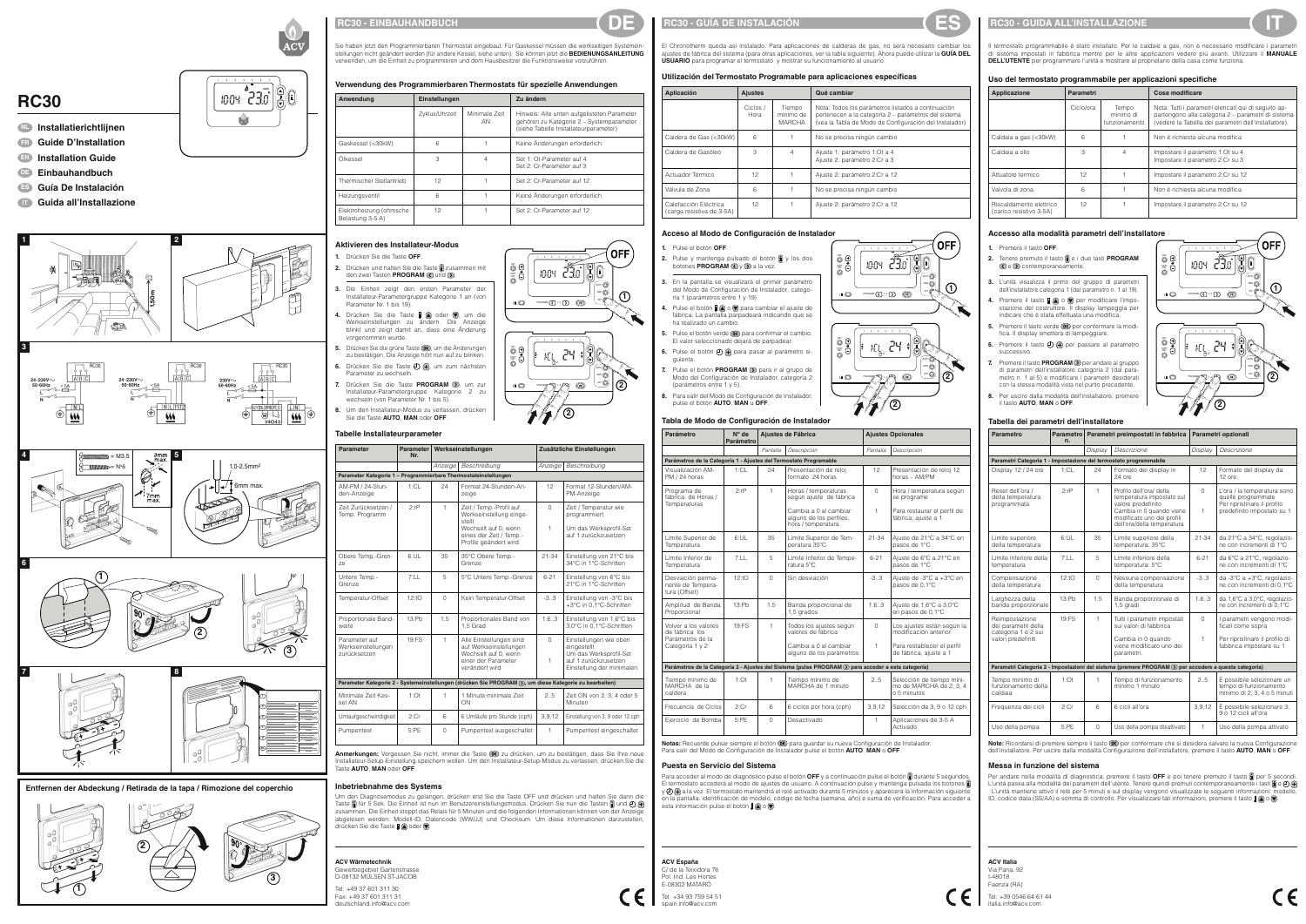# RC30

- NL Installatierichtlijnen
- FR Guide D'Installation
- EN Installation Guide
- DE Einbauhandbuch
- ES Guía De Instalación
- IT Guida all'Installazione

Entfernen der Abdeckung / Retirada de la tapa / Rimozione del coperchio

## RC30 - EINBAUHANDBUCH

Sie haben jetzt den Programmierbaren Thermostat eingebaut. Für Gaskessel müssen die werkseitigen Systemeinstellungen nicht geändert werden (für andere Kessel, siehe unten). Sie können jetzt die **BEDIENUNGSANLEITUNG** verwenden, um die Einheit zu programmieren und dem Hausbesitzer die Funktionsweise vorzuführen.

### Verwendung des Programmierbaren Thermostats für spezielle Anwendungen

| Anwendung | Einstellungen | | Zu ändern |
|---|---|---|---|
| | Zyklus/Uhrzeit | Minimale Zeit AN | Hinweis: Alle unten aufgelisteten Parameter gehören zu Kategorie 2 – Systemparameter (siehe Tabelle Installateurparameter) |
| Gaskessel (<30kW) | 6 | 1 | Keine Änderungen erforderlich |
| Ölkessel | 3 | 4 | Set 1: Ot-Parameter auf 4<br>Set 2: Cr-Parameter auf 3 |
| Thermischer Stellantrieb | 12 | 1 | Set 2: Cr-Parameter auf 12 |
| Heizungsventil | 6 | 1 | Keine Änderungen erforderlich |
| Elektroheizung (ohmsche Belastung 3-5 A) | 12 | 1 | Set 2: Cr-Parameter auf 12 |

### Aktivieren des Installateur-Modus

1. Drücken Sie die Taste **OFF**.
2. Drücken und halten Sie die Taste ⓘ zusammen mit den zwei Tasten **PROGRAM** ⓒ und ⓓ.
3. Die Einheit zeigt den ersten Parameter der Installateur-Parametergruppe Kategorie 1 an (von Parameter Nr. 1 bis 19).
4. Drücken Sie die Taste ▲ oder ▼, um die Werkseinstellungen zu ändern. Die Anzeige blinkt und zeigt damit an, dass eine Änderung vorgenommen wurde.
5. Drücken Sie die grüne Taste OK, um die Änderungen zu bestätigen. Die Anzeige hört nun auf zu blinken.
6. Drücken Sie die Taste ⓒ ⓓ, um zum nächsten Parameter zu wechseln.
7. Drücken Sie die Taste **PROGRAM** ⓓ, um zur Installateur-Parametergruppe Kategorie 2 zu wechseln (von Parameter Nr. 1 bis 5).
8. Um den Installateur-Modus zu verlassen, drücken Sie die Taste **AUTO**, **MAN** oder **OFF**.

### Tabelle Installateurparameter

| Parameter | Parameter Nr. | Werkseinstellungen | | Zusätzliche Einstellungen | |
|---|---|---|---|---|---|
| | | *Anzeige* | *Beschreibung* | *Anzeige* | *Beschreibung* |
| **Parameter Kategorie 1 – Programmierbare Thermostateinstellungen** | | | | | |
| AM-PM / 24-Stunden-Anzeige | 1:CL | 24 | Format 24-Stunden-Anzeige | 12 | Format 12-Stunden/AM-PM-Anzeige |
| Zeit Zurücksetzen / Temp. Programm | 2:rP | 1 | Zeit / Temp.-Profil auf Werkseinstellung eingestellt<br>Wechselt auf 0, wenn eines der Zeit / Temp.-Profile geändert wird | 0<br><br>1 | Zeit / Temperatur wie programmiert<br>Um das Werksprofil-Set auf 1 zurückzusetzen |
| Obere Temp.-Grenze | 6:UL | 35 | 35°C Obere Temp.-Grenze | 21-34 | Einstellung von 21°C bis 34°C in 1°C-Schritten |
| Untere Temp.-Grenze | 7:LL | 5 | 5°C Untere Temp.-Grenze | 6-21 | Einstellung von 6°C bis 21°C in 1°C-Schritten |
| Temperatur-Offset | 12:tO | 0 | Kein Temperatur-Offset | -3..3 | Einstellung von -3°C bis +3°C in 0,1°C-Schritten |
| Proportionale Bandweite | 13:Pb | 1.5 | Proportionales Band von 1,5 Grad | 1.6..3 | Einstellung von 1,6°C bis 3,0°C in 0,1°C-Schritten |
| Parameter auf Werkseinstellungen zurücksetzen | 19:FS | 1 | Alle Einstellungen sind auf Werkseinstellungen<br>Wechselt auf 0, wenn einer der Parameter verändert wird | 0<br><br>1 | Einstellungen wie eingestellt:<br>Um das Werksprofil-Set auf 1 zurückzusetzen<br>Einstellung der minimalen |
| **Parameter Kategorie 2 - Systemeinstellungen (drücken Sie PROGRAM ⓓ, um diese Kategorie zu bearbeiten)** | | | | | |
| Minimale Zeit Kessel AN | 1:Ot | 1 | 1 Minute minimale Zeit ON | 2..5 | Zeit ON von 2, 3, 4 oder 5 Minuten |
| Umlaufgeschwindigkeit | 2:Cr | 6 | 6 Umläufe pro Stunde (cph) | 3,9,12 | Einstellung von 3, 9 oder 12 cph |
| Pumpentest | 5:PE | 0 | Pumpentest ausgeschaltet | 1 | Pumpentest eingeschaltet |

**Anmerkungen:** Vergessen Sie nicht, immer die Taste OK zu drücken, um zu bestätigen, dass Sie Ihre neue Installateur-Setup-Einstellung speichern wollen. Um den Installateur-Setup-Modus zu verlassen, drücken Sie die Taste **AUTO**, **MAN** oder **OFF**.

### Inbetriebnahme des Systems

Um den Diagnosemodus zu gelangen, drücken erst Sie die Taste OFF und drücken und halten Sie dann die Taste ⓘ für 5 Sek. Die Einheit ist nun im Benutzereinstellungsmodus. Drücken Sie nun die Tasten ⓘ und ⓒ ⓓ zusammen. Die Einheit stoppt das Relais für 5 Minuten und die folgenden Informationen können von der Anzeige abgelesen werden: Modell-ID, Datencode (WW/JJ) und Checksum. Um diese Informationen darzustellen, drücken Sie die Taste ▲ oder ▼.

**ACV Wärmetechnik**
Gewerbegebiet Gartenstrasse
D-08132 MÜLSEN ST.JACOB

Tel: +49 37 601 311 30
Fax: +49 37 601 311 31
deutschland.info@acv.com

## RC30 - GUÍA DE INSTALACIÓN

El Chronotherm queda así instalado. Para aplicaciones de calderas de gas, no será necesario cambiar los ajustes de fábrica del sistema (para otras aplicaciones, ver la tabla siguiente). Ahora puede utilizar la **GUÍA DEL USUARIO** para programar el termostato y mostrar su funcionamiento al usuario.

### Utilización del Termostato Programable para aplicaciones específicas

| Aplicación | Ajustes | | Qué cambiar |
|---|---|---|---|
| | Ciclos / Hora | Tiempo mínimo de MARCHA | Nota: Todos los parámetros listados a continuación pertenecen a la categoría 2 – parámetros del sistema (vea la Tabla de Modo de Configuración del Instalador) |
| Caldera de Gas (<30kW) | 6 | 1 | No se precisa ningún cambio |
| Caldera de Gasóleo | 3 | 4 | Ajuste 1: parámetro 1:Ot a 4<br>Ajuste 2: parámetro 2:Cr a 3 |
| Actuador Térmico | 12 | 1 | Ajuste 2: parámetro 2:Cr a 12 |
| Válvula de Zona | 6 | 1 | No se precisa ningún cambio |
| Calefacción Eléctrica (carga resistiva de 3-5A) | 12 | 1 | Ajuste 2: parámetro 2:Cr a 12 |

### Acceso al Modo de Configuración de Instalador

1. Pulse el botón **OFF**.
2. Pulse y mantenga pulsado el botón ⓘ y los dos botones **PROGRAM** ⓒ y ⓓ a la vez.
3. En la pantalla se visualizará el primer parámetro del Modo de Configuración de Instalador, categoría 1 (parámetros entre 1 y 19)
4. Pulse el botón ▲ o ▼ para cambiar el ajuste de fábrica. La pantalla parpadeará indicando que se ha realizado un cambio.
5. Pulse el botón verde OK para confirmar el cambio. El valor seleccionado dejará de parpadear.
6. Pulse el botón ⓒ ⓓ para pasar al parámetro siguiente.
7. Pulse el botón **PROGRAM** ⓓ para ir al grupo de Modo del Configuración de Instalador, categoría 2 (parámetros entre 1 y 5).
8. Para salir del Modo de Configuración de Instalador, pulse el botón **AUTO**, **MAN** u **OFF**.

### Tabla de Modo de Configuración de Instalador

| Parámetro | Nº de Parámetro | Ajustes de Fábrica | | Ajustes Opcionales | |
|---|---|---|---|---|---|
| | | *Pantalla* | *Descripción* | *Pantalla* | *Descripción* |
| **Parámetros de la Categoría 1 - Ajustes del Termostato Programable** | | | | | |
| Visualización AM-PM / 24 horas | 1:CL | 24 | Presentación de reloj formato 24 horas | 12 | Presentación de reloj 12 horas – AM/PM |
| Programa de fábrica de Horas / Temperaturas | 2:rP | 1 | Horas / temperaturas según ajuste de fábrica<br>Cambia a 0 al cambiar alguno de los perfiles, hora / temperatura | 0<br><br>1 | Hora / temperatura según se programe<br>Para restaurar el perfil de fábrica, ajuste a 1 |
| Límite Superior de Temperatura | 6:UL | 35 | Límite Superior de Temperatura 35ºC | 21-34 | Ajuste de 21ºC a 34ºC en pasos de 1ºC |
| Límite Inferior de Temperatura | 7:LL | 5 | Límite Inferior de Temperatura 5ºC | 6-21 | Ajuste de 6ºC a 21ºC en pasos de 1ºC |
| Desviación permanente de Temperatura (Offset) | 12:tO | 0 | Sin desviación | -3..3 | Ajuste de -3ºC a +3ºC en pasos de 0,1ºC |
| Amplitud de Banda Proporcional | 13:Pb | 1.5 | Banda proporcional de 1,5 grados | 1.6..3 | Ajuste de 1,6ºC a 3,0ºC en pasos de 0,1ºC |
| Volver a los valores de fábrica los Parámetros de la Categoría 1 y 2 | 19:FS | 1 | Todos los ajustes según valores de fábrica<br>Cambia a 0 al cambiar alguno de los parámetros | 0<br><br>1 | Los ajustes están según la modificación anterior<br>Para restablecer el perfil de fábrica, ajuste a 1 |
| **Parámetros de la Categoría 2 - Ajustes del Sistema (pulse PROGRAM ⓓ para acceder a esta categoría)** | | | | | |
| Tiempo mínimo de MARCHA de la caldera | 1:Ot | 1 | Tiempo mínimo de MARCHA de 1 minuto | 2..5 | Selección de tiempo mínimo de MARCHA de 2, 3, 4 o 5 minutos |
| Frecuencia de Ciclos | 2:Cr | 6 | 6 ciclos por hora (cph) | 3,9,12 | Selección de 3, 9 o 12 cph |
| Ejercicio de Bomba | 5:PE | 0 | Desactivado | 1 | Aplicaciones de 3-5 A Activado |

**Notas:** Recuerde pulsar siempre el botón OK para guardar su nueva Configuración de Instalador. Para salir del Modo de Configuración de Instalador pulse el botón **AUTO**, **MAN** o **OFF**.

### Puesta en Servicio del Sistema

Para acceder al modo de diagnóstico pulse el botón **OFF** y a continuación pulse el botón ⓘ durante 5 segundos. El termostato accederá al modo de ajustes de usuario. A continuación pulse y mantenga pulsados los botones ⓘ y ⓒ ⓓ a la vez. El termostato mantendrá el relé activado durante 5 minutos y aparecerá la información siguiente en la pantalla: identificación de modelo, código de fecha (semana, año) y suma de verificación. Para acceder a esta información pulse el botón ▲ o ▼.

**ACV España**
C/ de la Teixidora 76
Pol. Ind. Les Hortes
E-08302 MATARÓ

Tel: +34 93 759 54 51
spain.info@acv.com

## RC30 - GUIDA ALL'INSTALLAZIONE

Il termostato programmabile è stato installato. Per le caldaie a gas, non è necessario modificare i parametri di sistema impostati in fabbrica mentre per le altre applicazioni vedere più avanti. Utilizzare il **MANUALE DELL'UTENTE** per programmare l'unità e mostrare al proprietario della casa come funziona.

### Uso del termostato programmabile per applicazioni specifiche

| Applicazione | Parametri | | Cosa modificare |
|---|---|---|---|
| | Ciclo/ora | Tempo minimo di funzionamento | Nota: Tutti i parametri elencati qui di seguito appartengono alla categoria 2 – parametri di sistema (vedere la Tabella dei parametri dell'installatore). |
| Caldaia a gas (<30kW) | 6 | 1 | Non è richiesta alcuna modifica |
| Caldaia a olio | 3 | 4 | Impostare il parametro 1:Ot su 4<br>Impostare il parametro 2:Cr su 3 |
| Attuatore termico | 12 | 1 | Impostare il parametro 2:Cr su 12 |
| Valvola di zona | 6 | 1 | Non è richiesta alcuna modifica |
| Riscaldamento elettrico (carico resistivo 3-5A) | 12 | 1 | Impostare il parametro 2:Cr su 12 |

### Accesso alla modalità parametri dell'installatore

1. Premere il tasto **OFF**.
2. Tenere premuto il tasto ⓘ e i due tasti **PROGRAM** ⓒ e ⓓ contemporaneamente.
3. L'unità visualizza il primo del gruppo di parametri dell'installatore categoria 1 (dal parametro n. 1 al 19).
4. Premere il tasto ▲ o ▼ per modificare l'impostazione del costruttore. Il display lampeggia per indicare che è stata effettuata una modifica.
5. Premere il tasto verde OK per confermare la modifica. Il display smetterà di lampeggiare.
6. Premere il tasto ⓒ ⓓ per passare al parametro successivo.
7. Premere il tasto **PROGRAM** ⓓ per andare al gruppo di parametri dell'installatore categoria 2 (dal parametro n. 1 al 5) e modificare i parametri desiderati con la stessa modalità vista nel punto precedente.
8. Per uscire dalla modalità dell'installatore, premere il tasto **AUTO**, **MAN** o **OFF**.

### Tabella dei parametri dell'installatore

| Parametro | Parametro n. | Parametri preimpostati in fabbrica | | Parametri opzionali | |
|---|---|---|---|---|---|
| | | *Display* | *Descrizione* | *Display* | *Descrizione* |
| **Parametri Categoria 1 - Impostazione del termostato programmabile** | | | | | |
| Display 12 / 24 ore | 1:CL | 24 | Formato del display in 24 ore | 12 | Formato del display da 12 ore. |
| Reset dell'ora / della temperatura programmata | 2:rP | 1 | Profilo dell'ora/ della temperatura impostato sul valore predefinito<br>Cambia in 0 quando viene modificato uno dei profili dell'ora/della temperatura | 0<br><br>1 | L'ora / la temperatura sono quelle programmate<br>Per ripristinare il profilo predefinito impostato su 1 |
| Limite superiore della temperatura | 6:UL | 35 | Limite superiore della temperatura: 35°C | 21-34 | da 21°C a 34°C, regolazione con incrementi di 1°C |
| Limite inferiore della temperatura | 7:LL | 5 | Limite inferiore della temperatura: 5°C | 6-21 | da 6°C a 21°C, regolazione con incrementi di 1°C |
| Compensazione della temperatura | 12:tO | 0 | Nessuna compensazione della temperatura | -3..3 | da -3°C a +3°C, regolazione con incrementi di 0,1°C |
| Larghezza della banda proporzionale | 13:Pb | 1.5 | Banda proporzionale di 1,5 gradi | 1.6..3 | da 1,6°C a 3,0°C, regolazione con incrementi di 0,1°C |
| Reimpostazione dei parametri della categoria 1 e 2 sui valori predefiniti | 19:FS | 1 | Tutti i parametri impostati sui valori di fabbrica<br>Cambia in 0 quando viene modificato uno dei parametri. | 0<br><br>1 | I parametri vengono modificati come sopra<br>Per ripristinare il profilo di fabbrica impostare su 1 |
| **Parametri Categoria 2 - Impostazioni del sistema (premere PROGRAM ⓓ per accedere a questa categoria)** | | | | | |
| Tempo minimo di funzionamento della caldaia | 1:Ot | 1 | Tempo di funzionamento minimo 1 minuto | 2..5 | È possibile selezionare un tempo di funzionamento minimo di 2, 3, 4 o 5 minuti |
| Frequenza dei cicli | 2:Cr | 6 | 6 cicli all'ora | 3,9,12 | È possibile selezionare 3, 9 o 12 cicli all'ora |
| Uso della pompa | 5:PE | 0 | Uso della pompa disattivato | 1 | Uso della pompa attivato |

**Note:** Ricordarsi di premere sempre il tasto OK per confermare che si desidera salvare la nuova Configurazione dell'installatore. Per uscire dalla modalità Configurazione dell'installatore, premere il tasto **AUTO**, **MAN** o **OFF**.

### Messa in funzione del sistema

Per andare nella modalità di diagnostica, premere il tasto **OFF** e poi tenere premuto il tasto ⓘ per 5 secondi. L'unità passa alla modalità dei parametri dell'utente. Tenere quindi premuti contemporaneamente i tasti ⓘ e ⓒ ⓓ. L'unità mantiene attivo il relè per 5 minuti e sul display vengono visualizzate le seguenti informazioni: modello, ID, codice data (SS/AA) e somma di controllo. Per visualizzare tali informazioni, premere il tasto ▲ o ▼.

**ACV Italia**
Via Pana, 92
I-48018
Faenza (RA)

Tel: +39 0546 64 61 44
italia.info@acv.com